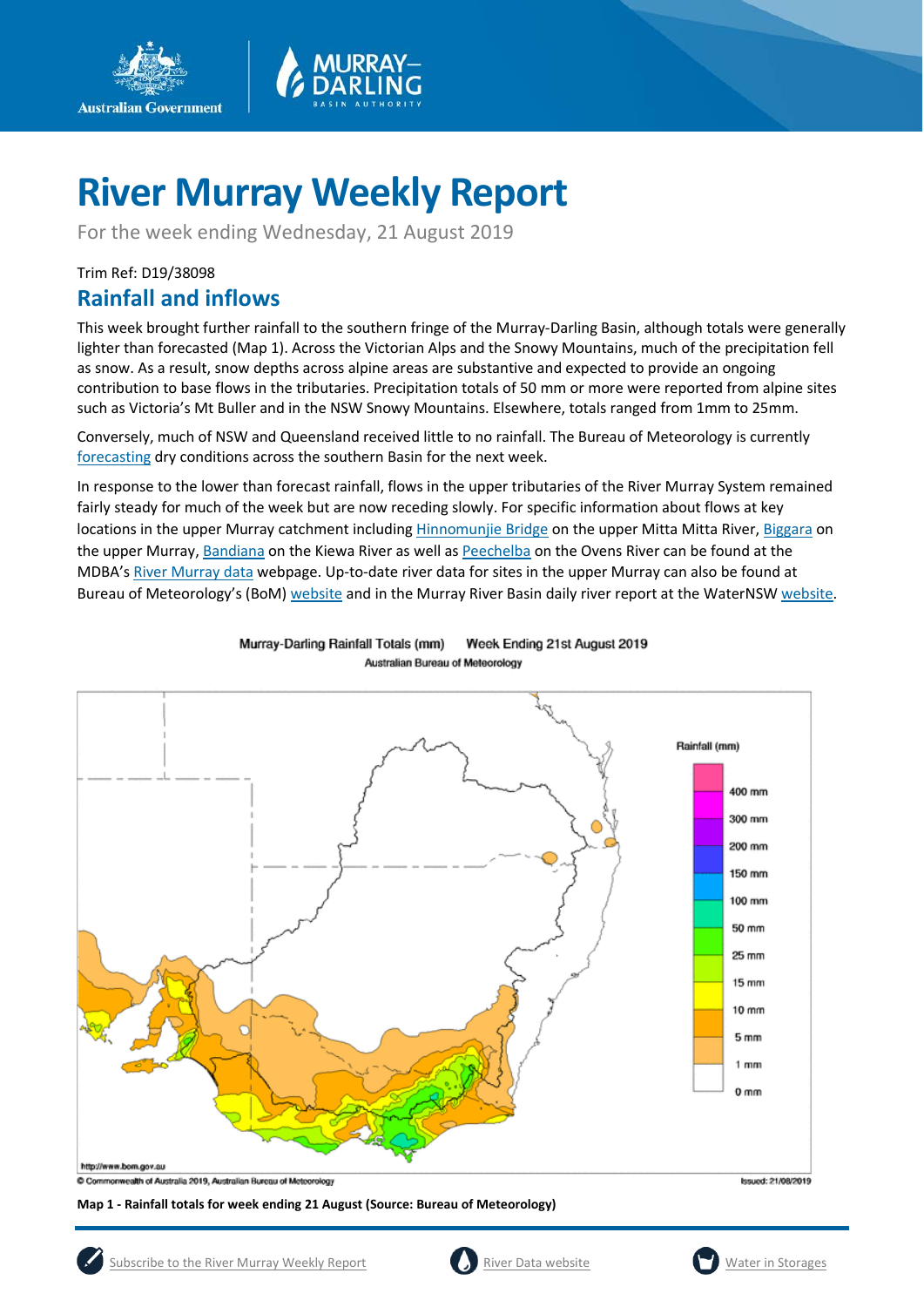# River Murray Weekly Report

For the week ending Wednesday, 21 August 2019

Trim Ref: D19/38098

## Rainfall and inflows

This week brought further rainfall to the southern fringe of the Murray-Darling Basin, although totals were generally lighter than forecasted (Map 1). Across the Victorian Alps and the Snowy Mountains, much of the precipitation fell as snow. As a result, snow depths across alpine areas are substantive and expected to provide an ongoing contribution to base flows in the tributaries. Precipitation totals of 50 mm or more were reported from alpine sites such as Victoria's Mt Buller and in the NSW Snowy Mountains. Elsewhere, totals ranged from 1mm to 25mm.

Conversely, much of NSW and Queensland received little to no rainfall. The Bureau of Meteorology is currently forecasting dry conditions across the southern Basin for the next week.

In response to the lower than forecast rainfall, flows in the upper tributaries of the River Murray System remained fairly steady for much of the week but are now receding slowly. For specific information about flows at key locations in the upper Murray catchment including Hinnomunjie Bridge on the upper Mitta Mitta River, Biggara on the upper Murray, Bandiana on the Kiewa River as well as Peechelba on the Ovens River can be found at the MDBA's River Murray data webpage. Up-to-date river data for sites in the upper Murray can also be found at Bureau of Meteorology's (BoM) website and in the Murray River Basin daily river report at the WaterNSW website.

**Map 1 - Rainfall totals for week ending 21 August (Source: Bureau of Meteorology)**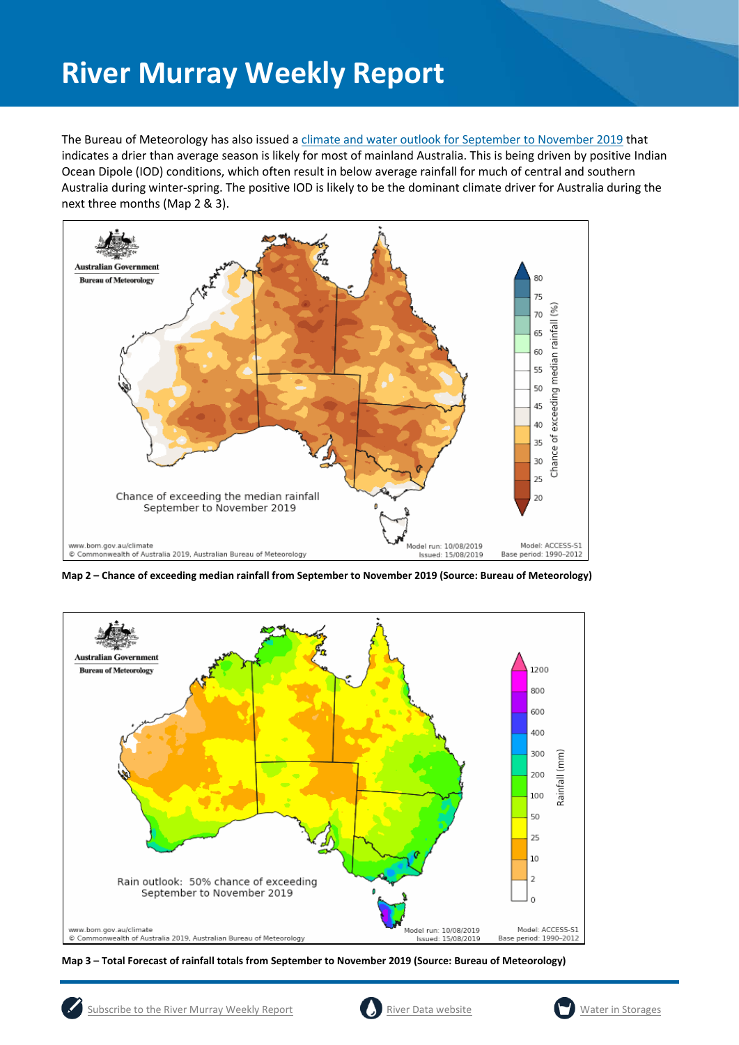The Bureau of Meteorology has also issued a [climate and water outlook for September to November 2019](#) that indicates a drier than average season is likely for most of mainland Australia. This is being driven by positive Indian Ocean Dipole (IOD) conditions, which often result in below average rainfall for much of central and southern Australia during winter-spring. The positive IOD is likely to be the dominant climate driver for Australia during the next three months (Map 2 & 3).

**Map 2 – Chance of exceeding median rainfall from September to November 2019 (Source: Bureau of Meteorology)**

**Map 3 – Total Forecast of rainfall totals from September to November 2019 (Source: Bureau of Meteorology)**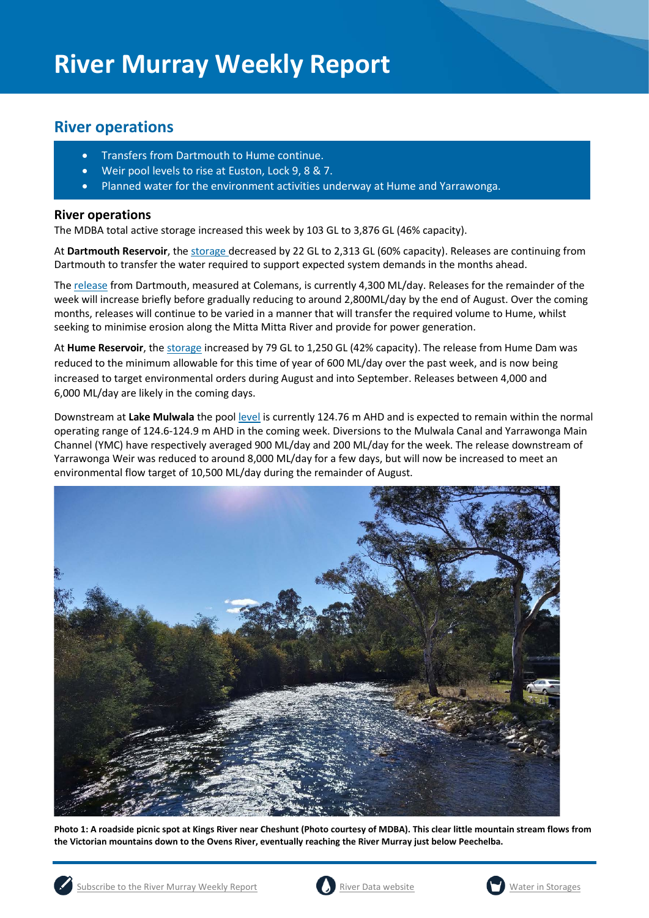# River Murray Weekly Report

## River operations

- Transfers from Dartmouth to Hume continue.
- Weir pool levels to rise at Euston, Lock 9, 8 & 7.
- Planned water for the environment activities underway at Hume and Yarrawonga.

### River operations

The MDBA total active storage increased this week by 103 GL to 3,876 GL (46% capacity).

At **Dartmouth Reservoir**, the storage decreased by 22 GL to 2,313 GL (60% capacity). Releases are continuing from Dartmouth to transfer the water required to support expected system demands in the months ahead.

The release from Dartmouth, measured at Colemans, is currently 4,300 ML/day. Releases for the remainder of the week will increase briefly before gradually reducing to around 2,800ML/day by the end of August. Over the coming months, releases will continue to be varied in a manner that will transfer the required volume to Hume, whilst seeking to minimise erosion along the Mitta Mitta River and provide for power generation.

At **Hume Reservoir**, the storage increased by 79 GL to 1,250 GL (42% capacity). The release from Hume Dam was reduced to the minimum allowable for this time of year of 600 ML/day over the past week, and is now being increased to target environmental orders during August and into September. Releases between 4,000 and 6,000 ML/day are likely in the coming days.

Downstream at **Lake Mulwala** the pool level is currently 124.76 m AHD and is expected to remain within the normal operating range of 124.6-124.9 m AHD in the coming week. Diversions to the Mulwala Canal and Yarrawonga Main Channel (YMC) have respectively averaged 900 ML/day and 200 ML/day for the week. The release downstream of Yarrawonga Weir was reduced to around 8,000 ML/day for a few days, but will now be increased to meet an environmental flow target of 10,500 ML/day during the remainder of August.

**Photo 1: A roadside picnic spot at Kings River near Cheshunt (Photo courtesy of MDBA). This clear little mountain stream flows from the Victorian mountains down to the Ovens River, eventually reaching the River Murray just below Peechelba.**

Subscribe to the River Murray Weekly Report | River Data website | Water in Storages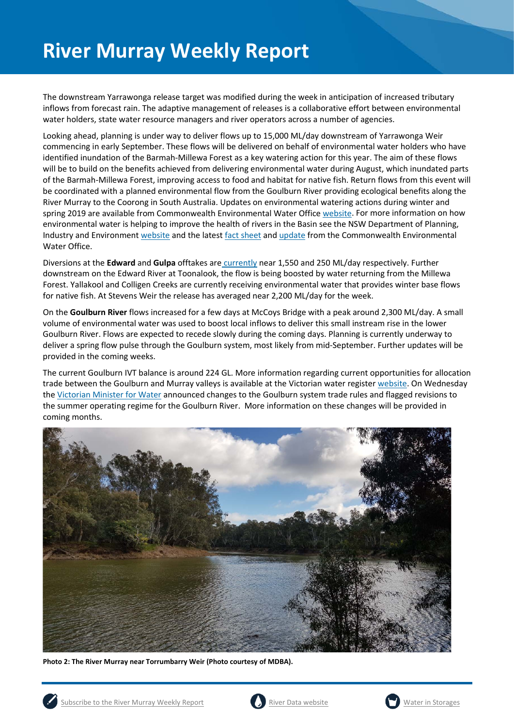# River Murray Weekly Report

The downstream Yarrawonga release target was modified during the week in anticipation of increased tributary inflows from forecast rain. The adaptive management of releases is a collaborative effort between environmental water holders, state water resource managers and river operators across a number of agencies.

Looking ahead, planning is under way to deliver flows up to 15,000 ML/day downstream of Yarrawonga Weir commencing in early September. These flows will be delivered on behalf of environmental water holders who have identified inundation of the Barmah-Millewa Forest as a key watering action for this year. The aim of these flows will be to build on the benefits achieved from delivering environmental water during August, which inundated parts of the Barmah-Millewa Forest, improving access to food and habitat for native fish. Return flows from this event will be coordinated with a planned environmental flow from the Goulburn River providing ecological benefits along the River Murray to the Coorong in South Australia. Updates on environmental watering actions during winter and spring 2019 are available from Commonwealth Environmental Water Office website. For more information on how environmental water is helping to improve the health of rivers in the Basin see the NSW Department of Planning, Industry and Environment website and the latest fact sheet and update from the Commonwealth Environmental Water Office.

Diversions at the **Edward** and **Gulpa** offtakes are currently near 1,550 and 250 ML/day respectively. Further downstream on the Edward River at Toonalook, the flow is being boosted by water returning from the Millewa Forest. Yallakool and Colligen Creeks are currently receiving environmental water that provides winter base flows for native fish. At Stevens Weir the release has averaged near 2,200 ML/day for the week.

On the **Goulburn River** flows increased for a few days at McCoys Bridge with a peak around 2,300 ML/day. A small volume of environmental water was used to boost local inflows to deliver this small instream rise in the lower Goulburn River. Flows are expected to recede slowly during the coming days. Planning is currently underway to deliver a spring flow pulse through the Goulburn system, most likely from mid-September. Further updates will be provided in the coming weeks.

The current Goulburn IVT balance is around 224 GL. More information regarding current opportunities for allocation trade between the Goulburn and Murray valleys is available at the Victorian water register website. On Wednesday the Victorian Minister for Water announced changes to the Goulburn system trade rules and flagged revisions to the summer operating regime for the Goulburn River. More information on these changes will be provided in coming months.

**Photo 2: The River Murray near Torrumbarry Weir (Photo courtesy of MDBA).**

Subscribe to the River Murray Weekly Report | River Data website | Water in Storages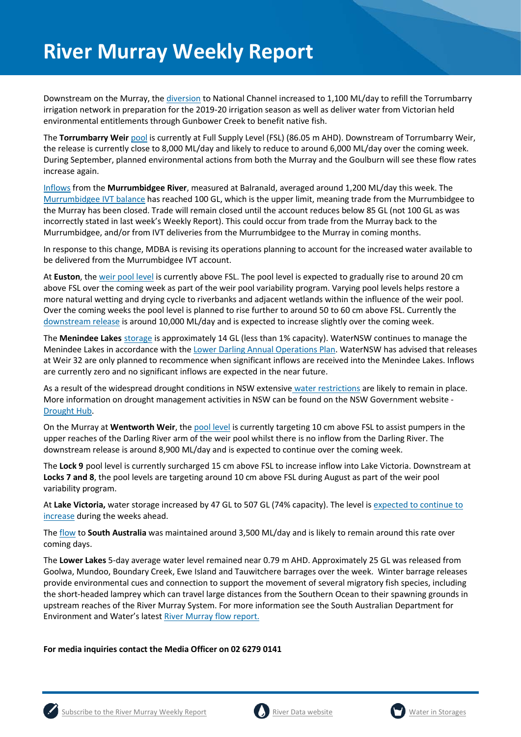# River Murray Weekly Report

Downstream on the Murray, the diversion to National Channel increased to 1,100 ML/day to refill the Torrumbarry irrigation network in preparation for the 2019-20 irrigation season as well as deliver water from Victorian held environmental entitlements through Gunbower Creek to benefit native fish.

The **Torrumbarry Weir** pool is currently at Full Supply Level (FSL) (86.05 m AHD). Downstream of Torrumbarry Weir, the release is currently close to 8,000 ML/day and likely to reduce to around 6,000 ML/day over the coming week. During September, planned environmental actions from both the Murray and the Goulburn will see these flow rates increase again.

Inflows from the **Murrumbidgee River**, measured at Balranald, averaged around 1,200 ML/day this week. The Murrumbidgee IVT balance has reached 100 GL, which is the upper limit, meaning trade from the Murrumbidgee to the Murray has been closed. Trade will remain closed until the account reduces below 85 GL (not 100 GL as was incorrectly stated in last week's Weekly Report). This could occur from trade from the Murray back to the Murrumbidgee, and/or from IVT deliveries from the Murrumbidgee to the Murray in coming months.

In response to this change, MDBA is revising its operations planning to account for the increased water available to be delivered from the Murrumbidgee IVT account.

At **Euston**, the weir pool level is currently above FSL. The pool level is expected to gradually rise to around 20 cm above FSL over the coming week as part of the weir pool variability program. Varying pool levels helps restore a more natural wetting and drying cycle to riverbanks and adjacent wetlands within the influence of the weir pool. Over the coming weeks the pool level is planned to rise further to around 50 to 60 cm above FSL. Currently the downstream release is around 10,000 ML/day and is expected to increase slightly over the coming week.

The **Menindee Lakes** storage is approximately 14 GL (less than 1% capacity). WaterNSW continues to manage the Menindee Lakes in accordance with the Lower Darling Annual Operations Plan. WaterNSW has advised that releases at Weir 32 are only planned to recommence when significant inflows are received into the Menindee Lakes. Inflows are currently zero and no significant inflows are expected in the near future.

As a result of the widespread drought conditions in NSW extensive water restrictions are likely to remain in place. More information on drought management activities in NSW can be found on the NSW Government website - Drought Hub.

On the Murray at **Wentworth Weir**, the pool level is currently targeting 10 cm above FSL to assist pumpers in the upper reaches of the Darling River arm of the weir pool whilst there is no inflow from the Darling River. The downstream release is around 8,900 ML/day and is expected to continue over the coming week.

The **Lock 9** pool level is currently surcharged 15 cm above FSL to increase inflow into Lake Victoria. Downstream at **Locks 7 and 8**, the pool levels are targeting around 10 cm above FSL during August as part of the weir pool variability program.

At **Lake Victoria,** water storage increased by 47 GL to 507 GL (74% capacity). The level is expected to continue to increase during the weeks ahead.

The flow to **South Australia** was maintained around 3,500 ML/day and is likely to remain around this rate over coming days.

The **Lower Lakes** 5-day average water level remained near 0.79 m AHD. Approximately 25 GL was released from Goolwa, Mundoo, Boundary Creek, Ewe Island and Tauwitchere barrages over the week. Winter barrage releases provide environmental cues and connection to support the movement of several migratory fish species, including the short-headed lamprey which can travel large distances from the Southern Ocean to their spawning grounds in upstream reaches of the River Murray System. For more information see the South Australian Department for Environment and Water's latest River Murray flow report.

**For media inquiries contact the Media Officer on 02 6279 0141**

Subscribe to the River Murray Weekly Report | River Data website | Water in Storages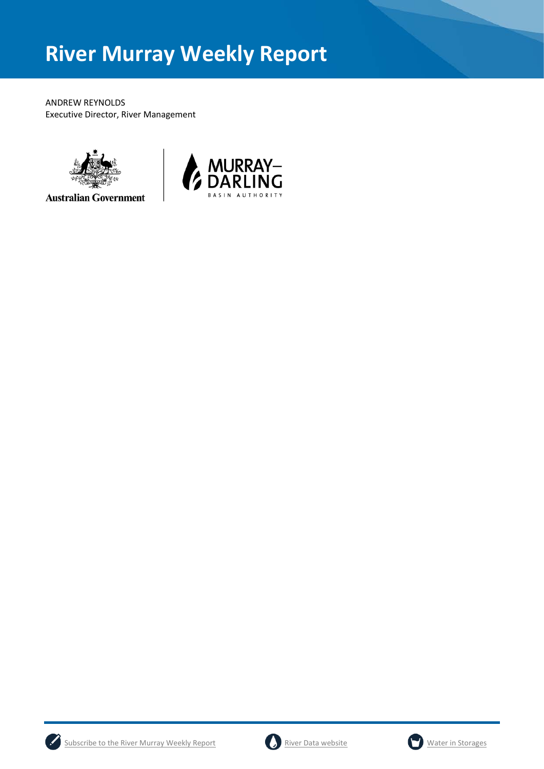# River Murray Weekly Report

ANDREW REYNOLDS
Executive Director, River Management

Australian Government

MURRAY–DARLING BASIN AUTHORITY

Subscribe to the River Murray Weekly Report

River Data website

Water in Storages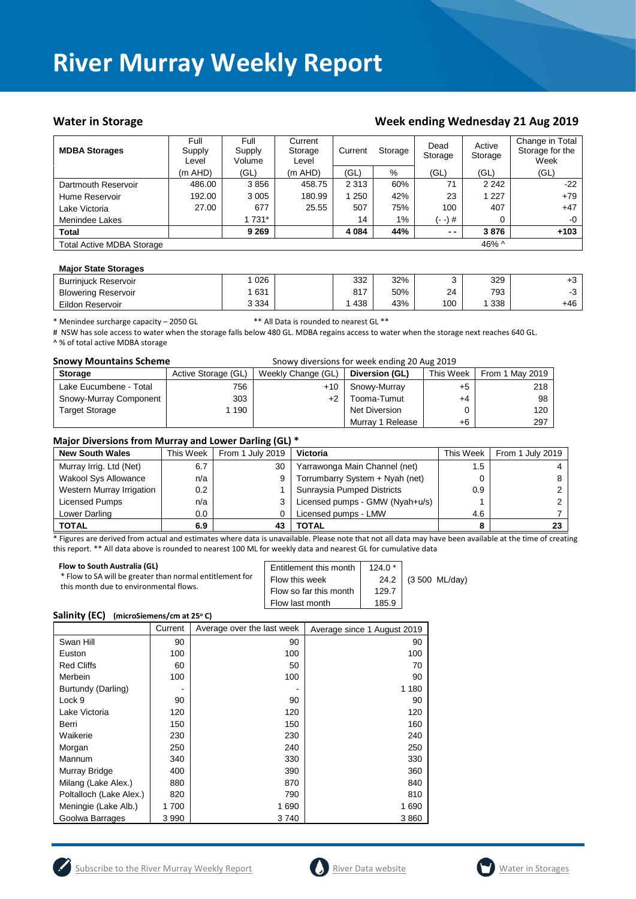# River Murray Weekly Report

## Water in Storage

## Week ending Wednesday 21 Aug 2019

| MDBA Storages | Full Supply Level | Full Supply Volume | Current Storage Level | Current | Storage | Dead Storage | Active Storage | Change in Total Storage for the Week |
|---|---|---|---|---|---|---|---|---|
| | (m AHD) | (GL) | (m AHD) | (GL) | % | (GL) | (GL) | (GL) |
| Dartmouth Reservoir | 486.00 | 3 856 | 458.75 | 2 313 | 60% | 71 | 2 242 | -22 |
| Hume Reservoir | 192.00 | 3 005 | 180.99 | 1 250 | 42% | 23 | 1 227 | +79 |
| Lake Victoria | 27.00 | 677 | 25.55 | 507 | 75% | 100 | 407 | +47 |
| Menindee Lakes | | 1 731* | | 14 | 1% | (- -) # | 0 | -0 |
| **Total** | | **9 269** | | **4 084** | **44%** | **- -** | **3 876** | **+103** |
| Total Active MDBA Storage | | | | | | | 46% ^ | |

### Major State Storages

| Storage | Full Supply Volume | | Current (GL) | % | Dead Storage | Active Storage | Change |
|---|---|---|---|---|---|---|---|
| Burrinjuck Reservoir | 1 026 | | 332 | 32% | 3 | 329 | +3 |
| Blowering Reservoir | 1 631 | | 817 | 50% | 24 | 793 | -3 |
| Eildon Reservoir | 3 334 | | 1 438 | 43% | 100 | 1 338 | +46 |

\* Menindee surcharge capacity – 2050 GL ** All Data is rounded to nearest GL **

\# NSW has sole access to water when the storage falls below 480 GL. MDBA regains access to water when the storage next reaches 640 GL.

^ % of total active MDBA storage

### Snowy Mountains Scheme

Snowy diversions for week ending 20 Aug 2019

| Storage | Active Storage (GL) | Weekly Change (GL) | Diversion (GL) | This Week | From 1 May 2019 |
|---|---|---|---|---|---|
| Lake Eucumbene - Total | 756 | +10 | Snowy-Murray | +5 | 218 |
| Snowy-Murray Component | 303 | +2 | Tooma-Tumut | +4 | 98 |
| Target Storage | 1 190 | | Net Diversion | 0 | 120 |
| | | | Murray 1 Release | +6 | 297 |

### Major Diversions from Murray and Lower Darling (GL) *

| New South Wales | This Week | From 1 July 2019 | Victoria | This Week | From 1 July 2019 |
|---|---|---|---|---|---|
| Murray Irrig. Ltd (Net) | 6.7 | 30 | Yarrawonga Main Channel (net) | 1.5 | 4 |
| Wakool Sys Allowance | n/a | 9 | Torrumbarry System + Nyah (net) | 0 | 8 |
| Western Murray Irrigation | 0.2 | 1 | Sunraysia Pumped Districts | 0.9 | 2 |
| Licensed Pumps | n/a | 3 | Licensed pumps - GMW (Nyah+u/s) | 1 | 2 |
| Lower Darling | 0.0 | 0 | Licensed pumps - LMW | 4.6 | 7 |
| **TOTAL** | **6.9** | **43** | **TOTAL** | **8** | **23** |

\* Figures are derived from actual and estimates where data is unavailable. Please note that not all data may have been available at the time of creating this report. ** All data above is rounded to nearest 100 ML for weekly data and nearest GL for cumulative data

**Flow to South Australia (GL)**

\* Flow to SA will be greater than normal entitlement for this month due to environmental flows.

| | | |
|---|---|---|
| Entitlement this month | 124.0 * | |
| Flow this week | 24.2 | (3 500 ML/day) |
| Flow so far this month | 129.7 | |
| Flow last month | 185.9 | |

### Salinity (EC) (microSiemens/cm at 25° C)

| | Current | Average over the last week | Average since 1 August 2019 |
|---|---|---|---|
| Swan Hill | 90 | 90 | 90 |
| Euston | 100 | 100 | 100 |
| Red Cliffs | 60 | 50 | 70 |
| Merbein | 100 | 100 | 90 |
| Burtundy (Darling) | - | - | 1 180 |
| Lock 9 | 90 | 90 | 90 |
| Lake Victoria | 120 | 120 | 120 |
| Berri | 150 | 150 | 160 |
| Waikerie | 230 | 230 | 240 |
| Morgan | 250 | 240 | 250 |
| Mannum | 340 | 330 | 330 |
| Murray Bridge | 400 | 390 | 360 |
| Milang (Lake Alex.) | 880 | 870 | 840 |
| Poltalloch (Lake Alex.) | 820 | 790 | 810 |
| Meningie (Lake Alb.) | 1 700 | 1 690 | 1 690 |
| Goolwa Barrages | 3 990 | 3 740 | 3 860 |

Subscribe to the River Murray Weekly Report River Data website Water in Storages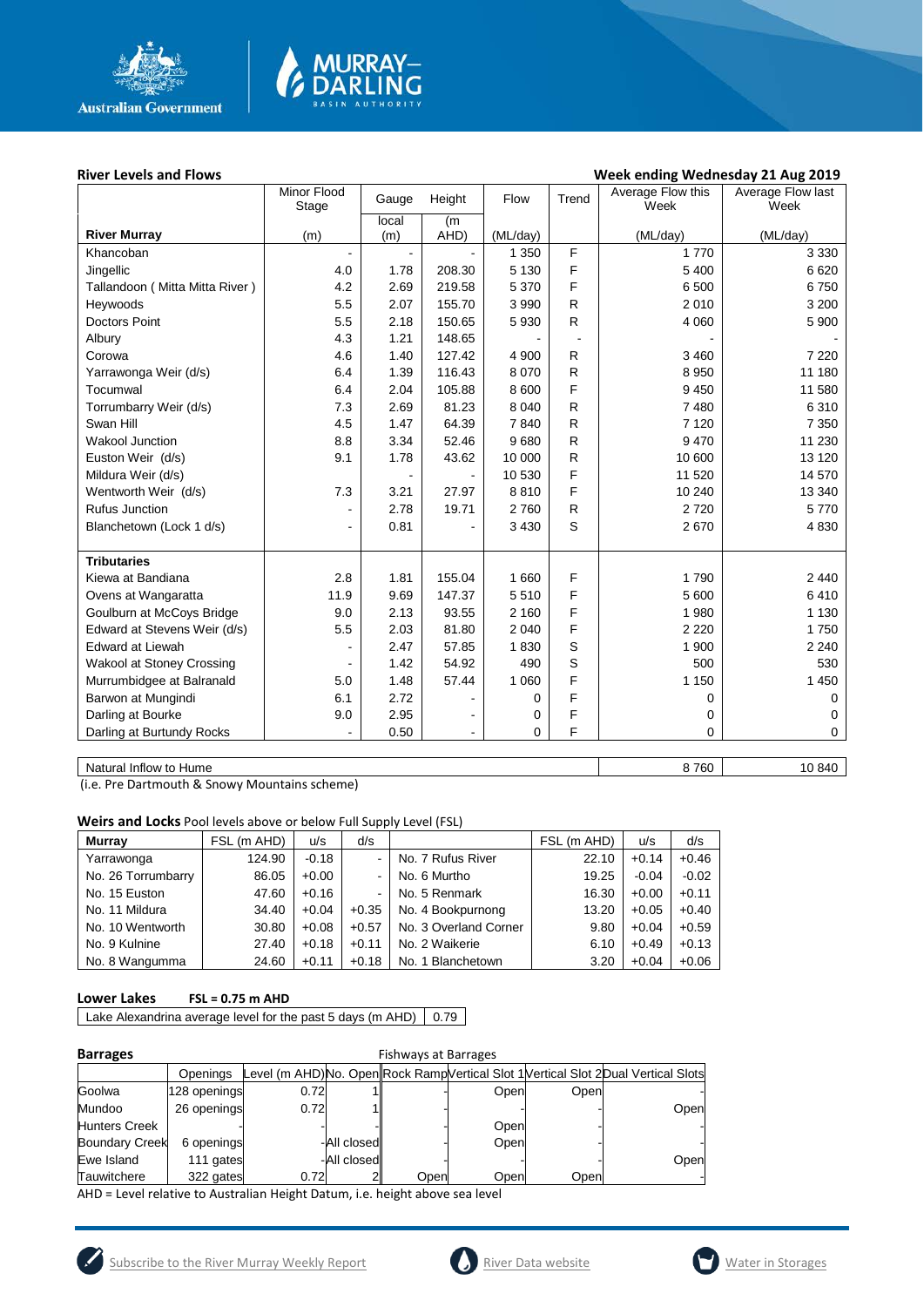## River Levels and Flows

**Week ending Wednesday 21 Aug 2019**

| River Murray | Minor Flood Stage (m) | Gauge local (m) | Height (m AHD) | Flow (ML/day) | Trend | Average Flow this Week (ML/day) | Average Flow last Week (ML/day) |
|---|---|---|---|---|---|---|---|
| Khancoban | - | - | - | 1 350 | F | 1 770 | 3 330 |
| Jingellic | 4.0 | 1.78 | 208.30 | 5 130 | F | 5 400 | 6 620 |
| Tallandoon ( Mitta Mitta River ) | 4.2 | 2.69 | 219.58 | 5 370 | F | 6 500 | 6 750 |
| Heywoods | 5.5 | 2.07 | 155.70 | 3 990 | R | 2 010 | 3 200 |
| Doctors Point | 5.5 | 2.18 | 150.65 | 5 930 | R | 4 060 | 5 900 |
| Albury | 4.3 | 1.21 | 148.65 | - | - | - | - |
| Corowa | 4.6 | 1.40 | 127.42 | 4 900 | R | 3 460 | 7 220 |
| Yarrawonga Weir (d/s) | 6.4 | 1.39 | 116.43 | 8 070 | R | 8 950 | 11 180 |
| Tocumwal | 6.4 | 2.04 | 105.88 | 8 600 | F | 9 450 | 11 580 |
| Torrumbarry Weir (d/s) | 7.3 | 2.69 | 81.23 | 8 040 | R | 7 480 | 6 310 |
| Swan Hill | 4.5 | 1.47 | 64.39 | 7 840 | R | 7 120 | 7 350 |
| Wakool Junction | 8.8 | 3.34 | 52.46 | 9 680 | R | 9 470 | 11 230 |
| Euston Weir (d/s) | 9.1 | 1.78 | 43.62 | 10 000 | R | 10 600 | 13 120 |
| Mildura Weir (d/s) | | - | - | 10 530 | F | 11 520 | 14 570 |
| Wentworth Weir (d/s) | 7.3 | 3.21 | 27.97 | 8 810 | F | 10 240 | 13 340 |
| Rufus Junction | - | 2.78 | 19.71 | 2 760 | R | 2 720 | 5 770 |
| Blanchetown (Lock 1 d/s) | - | 0.81 | - | 3 430 | S | 2 670 | 4 830 |
| **Tributaries** | | | | | | | |
| Kiewa at Bandiana | 2.8 | 1.81 | 155.04 | 1 660 | F | 1 790 | 2 440 |
| Ovens at Wangaratta | 11.9 | 9.69 | 147.37 | 5 510 | F | 5 600 | 6 410 |
| Goulburn at McCoys Bridge | 9.0 | 2.13 | 93.55 | 2 160 | F | 1 980 | 1 130 |
| Edward at Stevens Weir (d/s) | 5.5 | 2.03 | 81.80 | 2 040 | F | 2 220 | 1 750 |
| Edward at Liewah | - | 2.47 | 57.85 | 1 830 | S | 1 900 | 2 240 |
| Wakool at Stoney Crossing | - | 1.42 | 54.92 | 490 | S | 500 | 530 |
| Murrumbidgee at Balranald | 5.0 | 1.48 | 57.44 | 1 060 | F | 1 150 | 1 450 |
| Barwon at Mungindi | 6.1 | 2.72 | - | 0 | F | 0 | 0 |
| Darling at Bourke | 9.0 | 2.95 | - | 0 | F | 0 | 0 |
| Darling at Burtundy Rocks | - | 0.50 | - | 0 | F | 0 | 0 |

| | This Week | Last Week |
|---|---|---|
| Natural Inflow to Hume | 8 760 | 10 840 |

(i.e. Pre Dartmouth & Snowy Mountains scheme)

**Weirs and Locks** Pool levels above or below Full Supply Level (FSL)

| Murray | FSL (m AHD) | u/s | d/s | | FSL (m AHD) | u/s | d/s |
|---|---|---|---|---|---|---|---|
| Yarrawonga | 124.90 | -0.18 | - | No. 7 Rufus River | 22.10 | +0.14 | +0.46 |
| No. 26 Torrumbarry | 86.05 | +0.00 | - | No. 6 Murtho | 19.25 | -0.04 | -0.02 |
| No. 15 Euston | 47.60 | +0.16 | - | No. 5 Renmark | 16.30 | +0.00 | +0.11 |
| No. 11 Mildura | 34.40 | +0.04 | +0.35 | No. 4 Bookpurnong | 13.20 | +0.05 | +0.40 |
| No. 10 Wentworth | 30.80 | +0.08 | +0.57 | No. 3 Overland Corner | 9.80 | +0.04 | +0.59 |
| No. 9 Kulnine | 27.40 | +0.18 | +0.11 | No. 2 Waikerie | 6.10 | +0.49 | +0.13 |
| No. 8 Wangumma | 24.60 | +0.11 | +0.18 | No. 1 Blanchetown | 3.20 | +0.04 | +0.06 |

**Lower Lakes** **FSL = 0.75 m AHD**

| Lake Alexandrina average level for the past 5 days (m AHD) | 0.79 |
|---|---|

**Barrages** Fishways at Barrages

| | Openings | Level (m AHD) | No. Open | Rock Ramp | Vertical Slot 1 | Vertical Slot 2 | Dual Vertical Slots |
|---|---|---|---|---|---|---|---|
| Goolwa | 128 openings | 0.72 | 1 | - | Open | Open | - |
| Mundoo | 26 openings | 0.72 | 1 | - | - | - | Open |
| Hunters Creek | - | - | - | - | Open | - | - |
| Boundary Creek | 6 openings | - | All closed | - | Open | - | - |
| Ewe Island | 111 gates | - | All closed | - | - | - | Open |
| Tauwitchere | 322 gates | 0.72 | 2 | Open | Open | Open | - |

AHD = Level relative to Australian Height Datum, i.e. height above sea level

Subscribe to the River Murray Weekly Report | River Data website | Water in Storages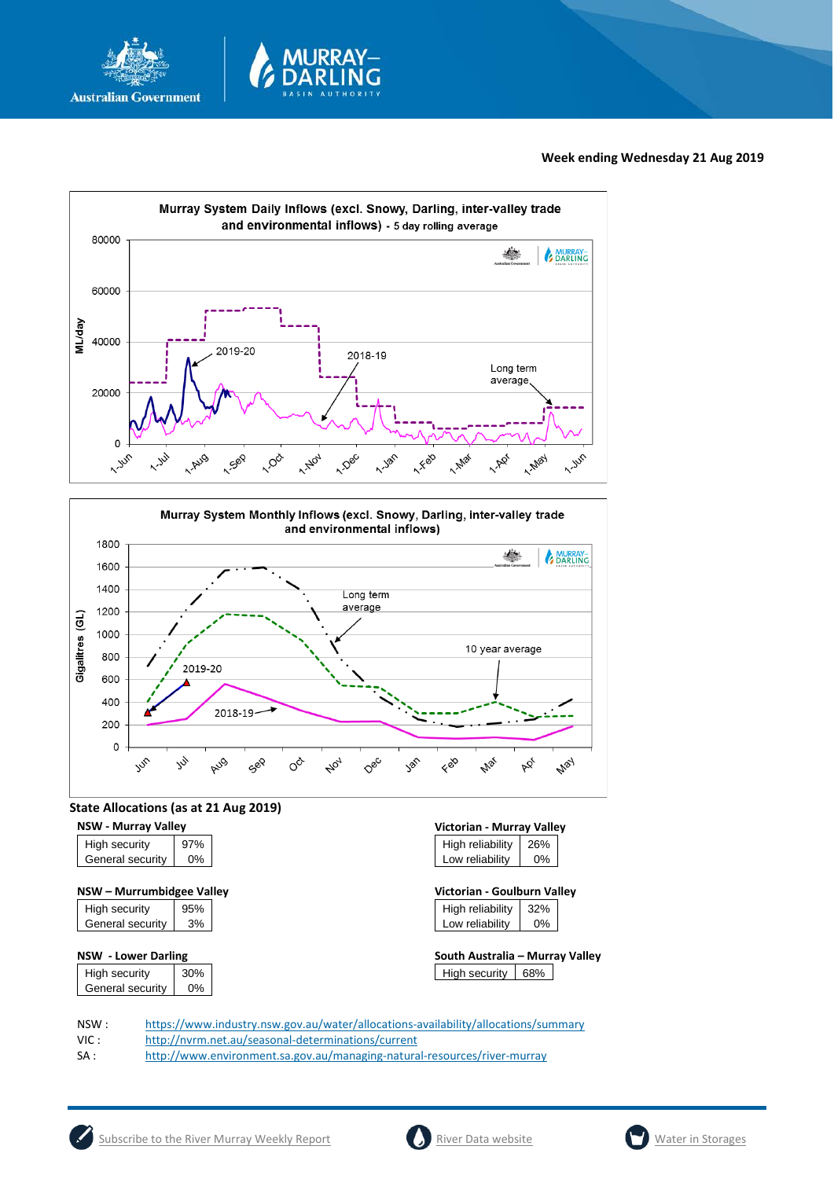**Week ending Wednesday 21 Aug 2019**

Murray System Daily Inflows (excl. Snowy, Darling, inter-valley trade and environmental inflows) - 5 day rolling average

80000
60000
40000
20000
0
ML/day
2019-20
2018-19
Long term average
1-Jun 1-Jul 1-Aug 1-Sep 1-Oct 1-Nov 1-Dec 1-Jan 1-Feb 1-Mar 1-Apr 1-May 1-Jun

Murray System Monthly Inflows (excl. Snowy, Darling, inter-valley trade and environmental inflows)

1800
1600
1400
1200
1000
800
600
400
200
0
Gigalitres (GL)
Long term average
10 year average
2019-20
2018-19
Jun Jul Aug Sep Oct Nov Dec Jan Feb Mar Apr May

## State Allocations (as at 21 Aug 2019)

**NSW - Murray Valley**

| | |
|---|---|
| High security | 97% |
| General security | 0% |

**NSW – Murrumbidgee Valley**

| | |
|---|---|
| High security | 95% |
| General security | 3% |

**NSW - Lower Darling**

| | |
|---|---|
| High security | 30% |
| General security | 0% |

**Victorian - Murray Valley**

| | |
|---|---|
| High reliability | 26% |
| Low reliability | 0% |

**Victorian - Goulburn Valley**

| | |
|---|---|
| High reliability | 32% |
| Low reliability | 0% |

**South Australia – Murray Valley**

| | |
|---|---|
| High security | 68% |

NSW : https://www.industry.nsw.gov.au/water/allocations-availability/allocations/summary
VIC : http://nvrm.net.au/seasonal-determinations/current
SA : http://www.environment.sa.gov.au/managing-natural-resources/river-murray

Subscribe to the River Murray Weekly Report | River Data website | Water in Storages